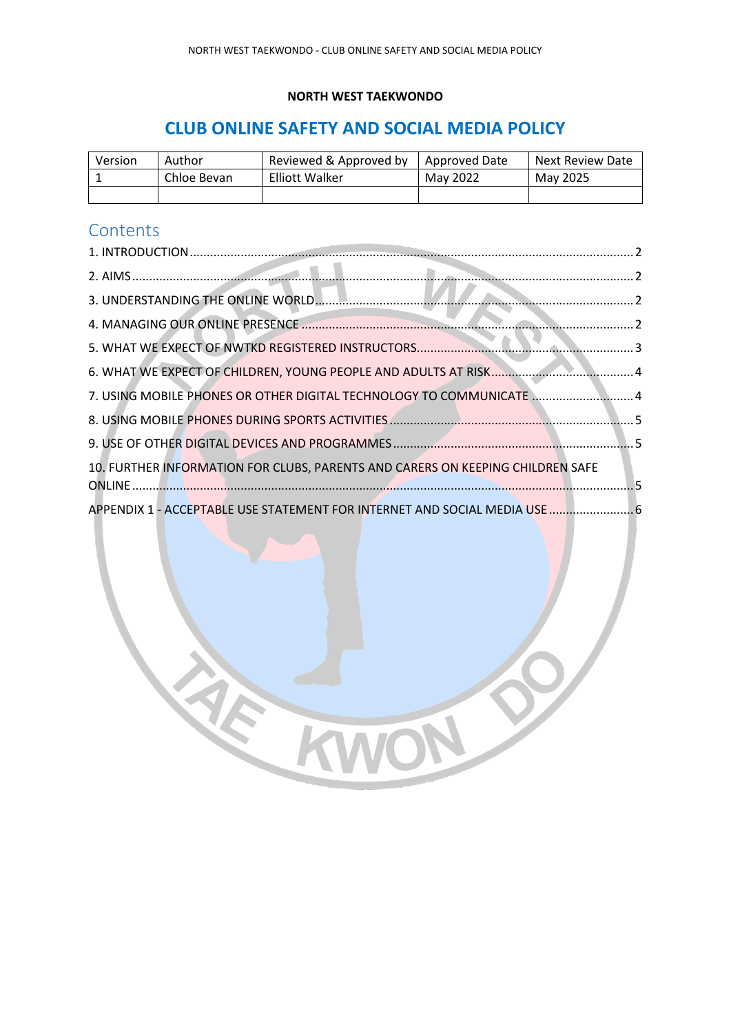**NORTH WEST TAEKWONDO**

# CLUB ONLINE SAFETY AND SOCIAL MEDIA POLICY

| Version | Author | Reviewed & Approved by | Approved Date | Next Review Date |
|---|---|---|---|---|
| 1 | Chloe Bevan | Elliott Walker | May 2022 | May 2025 |
| | | | | |

## Contents

1. INTRODUCTION ..... 2
2. AIMS ..... 2
3. UNDERSTANDING THE ONLINE WORLD ..... 2
4. MANAGING OUR ONLINE PRESENCE ..... 2
5. WHAT WE EXPECT OF NWTKD REGISTERED INSTRUCTORS ..... 3
6. WHAT WE EXPECT OF CHILDREN, YOUNG PEOPLE AND ADULTS AT RISK ..... 4
7. USING MOBILE PHONES OR OTHER DIGITAL TECHNOLOGY TO COMMUNICATE ..... 4
8. USING MOBILE PHONES DURING SPORTS ACTIVITIES ..... 5
9. USE OF OTHER DIGITAL DEVICES AND PROGRAMMES ..... 5
10. FURTHER INFORMATION FOR CLUBS, PARENTS AND CARERS ON KEEPING CHILDREN SAFE ONLINE ..... 5

APPENDIX 1 - ACCEPTABLE USE STATEMENT FOR INTERNET AND SOCIAL MEDIA USE ..... 6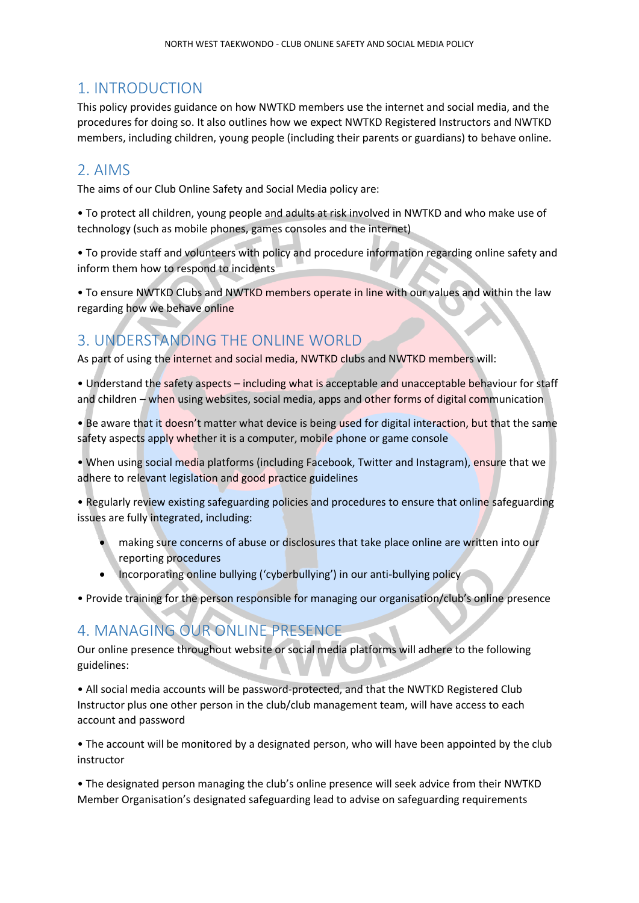## 1. INTRODUCTION

This policy provides guidance on how NWTKD members use the internet and social media, and the procedures for doing so. It also outlines how we expect NWTKD Registered Instructors and NWTKD members, including children, young people (including their parents or guardians) to behave online.

## 2. AIMS

The aims of our Club Online Safety and Social Media policy are:

• To protect all children, young people and adults at risk involved in NWTKD and who make use of technology (such as mobile phones, games consoles and the internet)

• To provide staff and volunteers with policy and procedure information regarding online safety and inform them how to respond to incidents

• To ensure NWTKD Clubs and NWTKD members operate in line with our values and within the law regarding how we behave online

## 3. UNDERSTANDING THE ONLINE WORLD

As part of using the internet and social media, NWTKD clubs and NWTKD members will:

• Understand the safety aspects – including what is acceptable and unacceptable behaviour for staff and children – when using websites, social media, apps and other forms of digital communication

• Be aware that it doesn't matter what device is being used for digital interaction, but that the same safety aspects apply whether it is a computer, mobile phone or game console

• When using social media platforms (including Facebook, Twitter and Instagram), ensure that we adhere to relevant legislation and good practice guidelines

• Regularly review existing safeguarding policies and procedures to ensure that online safeguarding issues are fully integrated, including:

- making sure concerns of abuse or disclosures that take place online are written into our reporting procedures
- Incorporating online bullying ('cyberbullying') in our anti-bullying policy

• Provide training for the person responsible for managing our organisation/club's online presence

## 4. MANAGING OUR ONLINE PRESENCE

Our online presence throughout website or social media platforms will adhere to the following guidelines:

• All social media accounts will be password-protected, and that the NWTKD Registered Club Instructor plus one other person in the club/club management team, will have access to each account and password

• The account will be monitored by a designated person, who will have been appointed by the club instructor

• The designated person managing the club's online presence will seek advice from their NWTKD Member Organisation's designated safeguarding lead to advise on safeguarding requirements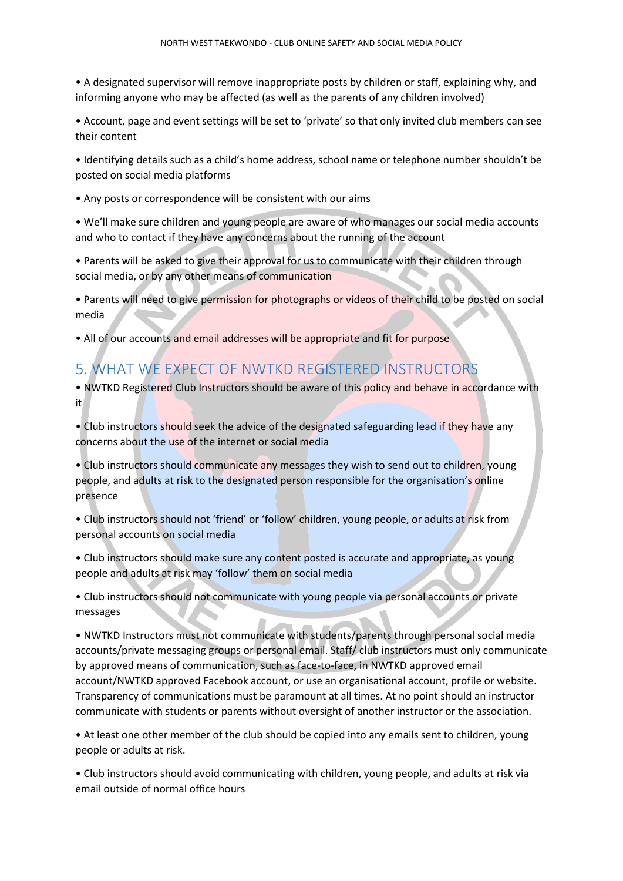• A designated supervisor will remove inappropriate posts by children or staff, explaining why, and informing anyone who may be affected (as well as the parents of any children involved)

• Account, page and event settings will be set to 'private' so that only invited club members can see their content

• Identifying details such as a child's home address, school name or telephone number shouldn't be posted on social media platforms

• Any posts or correspondence will be consistent with our aims

• We'll make sure children and young people are aware of who manages our social media accounts and who to contact if they have any concerns about the running of the account

• Parents will be asked to give their approval for us to communicate with their children through social media, or by any other means of communication

• Parents will need to give permission for photographs or videos of their child to be posted on social media

• All of our accounts and email addresses will be appropriate and fit for purpose

## 5. WHAT WE EXPECT OF NWTKD REGISTERED INSTRUCTORS

• NWTKD Registered Club Instructors should be aware of this policy and behave in accordance with it

• Club instructors should seek the advice of the designated safeguarding lead if they have any concerns about the use of the internet or social media

• Club instructors should communicate any messages they wish to send out to children, young people, and adults at risk to the designated person responsible for the organisation's online presence

• Club instructors should not 'friend' or 'follow' children, young people, or adults at risk from personal accounts on social media

• Club instructors should make sure any content posted is accurate and appropriate, as young people and adults at risk may 'follow' them on social media

• Club instructors should not communicate with young people via personal accounts or private messages

• NWTKD Instructors must not communicate with students/parents through personal social media accounts/private messaging groups or personal email. Staff/ club instructors must only communicate by approved means of communication, such as face-to-face, in NWTKD approved email account/NWTKD approved Facebook account, or use an organisational account, profile or website. Transparency of communications must be paramount at all times. At no point should an instructor communicate with students or parents without oversight of another instructor or the association.

• At least one other member of the club should be copied into any emails sent to children, young people or adults at risk.

• Club instructors should avoid communicating with children, young people, and adults at risk via email outside of normal office hours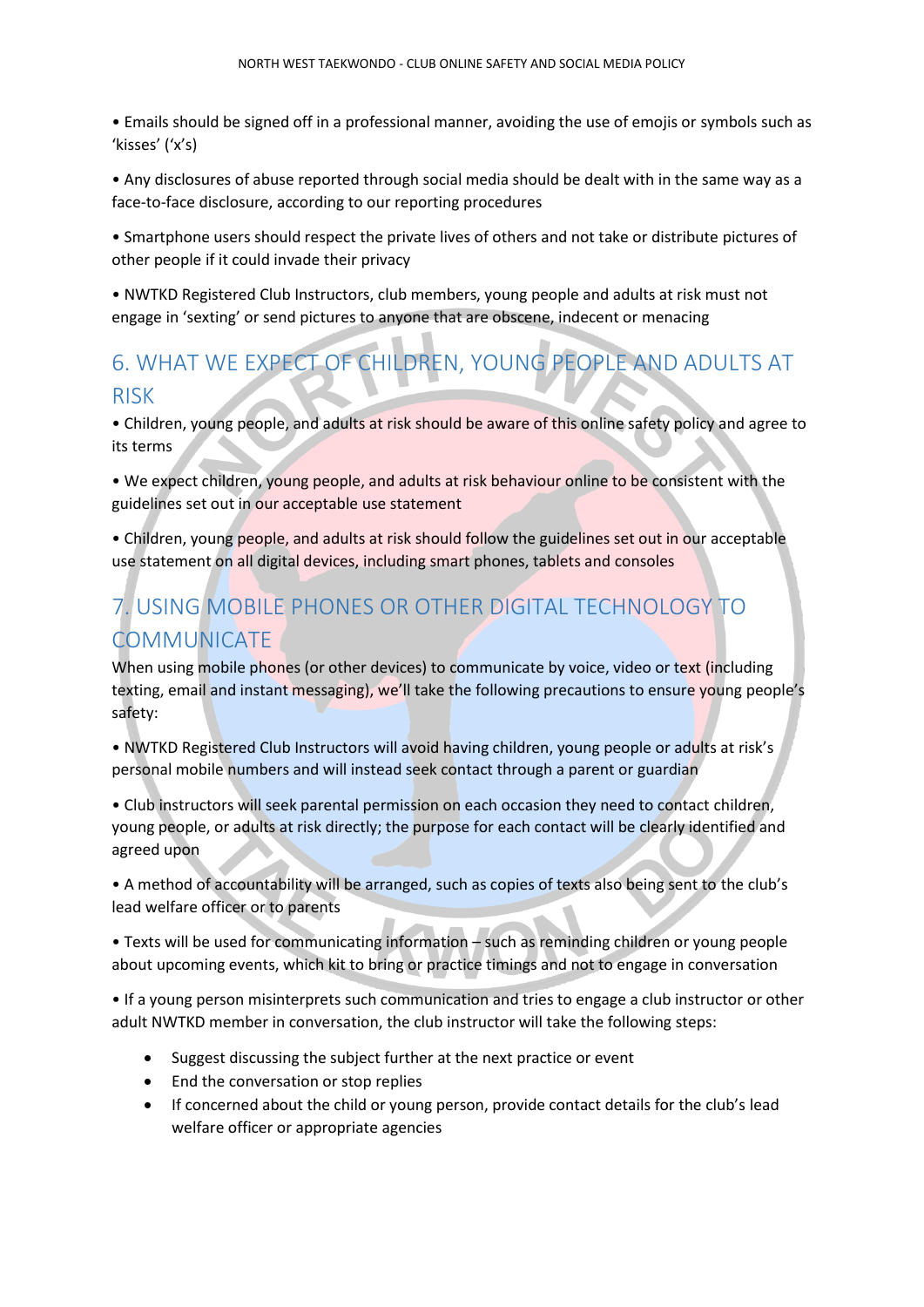• Emails should be signed off in a professional manner, avoiding the use of emojis or symbols such as 'kisses' ('x's)

• Any disclosures of abuse reported through social media should be dealt with in the same way as a face-to-face disclosure, according to our reporting procedures

• Smartphone users should respect the private lives of others and not take or distribute pictures of other people if it could invade their privacy

• NWTKD Registered Club Instructors, club members, young people and adults at risk must not engage in 'sexting' or send pictures to anyone that are obscene, indecent or menacing

## 6. WHAT WE EXPECT OF CHILDREN, YOUNG PEOPLE AND ADULTS AT RISK

• Children, young people, and adults at risk should be aware of this online safety policy and agree to its terms

• We expect children, young people, and adults at risk behaviour online to be consistent with the guidelines set out in our acceptable use statement

• Children, young people, and adults at risk should follow the guidelines set out in our acceptable use statement on all digital devices, including smart phones, tablets and consoles

## 7. USING MOBILE PHONES OR OTHER DIGITAL TECHNOLOGY TO COMMUNICATE

When using mobile phones (or other devices) to communicate by voice, video or text (including texting, email and instant messaging), we'll take the following precautions to ensure young people's safety:

• NWTKD Registered Club Instructors will avoid having children, young people or adults at risk's personal mobile numbers and will instead seek contact through a parent or guardian

• Club instructors will seek parental permission on each occasion they need to contact children, young people, or adults at risk directly; the purpose for each contact will be clearly identified and agreed upon

• A method of accountability will be arranged, such as copies of texts also being sent to the club's lead welfare officer or to parents

• Texts will be used for communicating information – such as reminding children or young people about upcoming events, which kit to bring or practice timings and not to engage in conversation

• If a young person misinterprets such communication and tries to engage a club instructor or other adult NWTKD member in conversation, the club instructor will take the following steps:

- Suggest discussing the subject further at the next practice or event
- End the conversation or stop replies
- If concerned about the child or young person, provide contact details for the club's lead welfare officer or appropriate agencies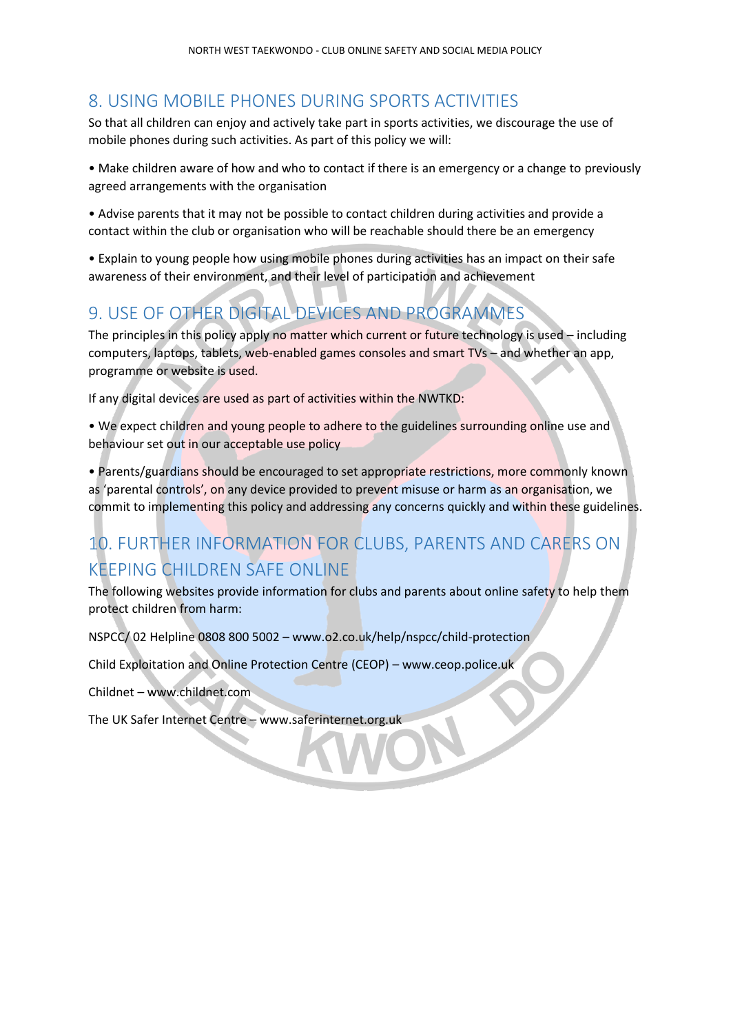## 8. USING MOBILE PHONES DURING SPORTS ACTIVITIES

So that all children can enjoy and actively take part in sports activities, we discourage the use of mobile phones during such activities. As part of this policy we will:

• Make children aware of how and who to contact if there is an emergency or a change to previously agreed arrangements with the organisation

• Advise parents that it may not be possible to contact children during activities and provide a contact within the club or organisation who will be reachable should there be an emergency

• Explain to young people how using mobile phones during activities has an impact on their safe awareness of their environment, and their level of participation and achievement

## 9. USE OF OTHER DIGITAL DEVICES AND PROGRAMMES

The principles in this policy apply no matter which current or future technology is used – including computers, laptops, tablets, web-enabled games consoles and smart TVs – and whether an app, programme or website is used.

If any digital devices are used as part of activities within the NWTKD:

• We expect children and young people to adhere to the guidelines surrounding online use and behaviour set out in our acceptable use policy

• Parents/guardians should be encouraged to set appropriate restrictions, more commonly known as 'parental controls', on any device provided to prevent misuse or harm as an organisation, we commit to implementing this policy and addressing any concerns quickly and within these guidelines.

## 10. FURTHER INFORMATION FOR CLUBS, PARENTS AND CARERS ON KEEPING CHILDREN SAFE ONLINE

The following websites provide information for clubs and parents about online safety to help them protect children from harm:

NSPCC/ 02 Helpline 0808 800 5002 – www.o2.co.uk/help/nspcc/child-protection

Child Exploitation and Online Protection Centre (CEOP) – www.ceop.police.uk

Childnet – www.childnet.com

The UK Safer Internet Centre – www.saferinternet.org.uk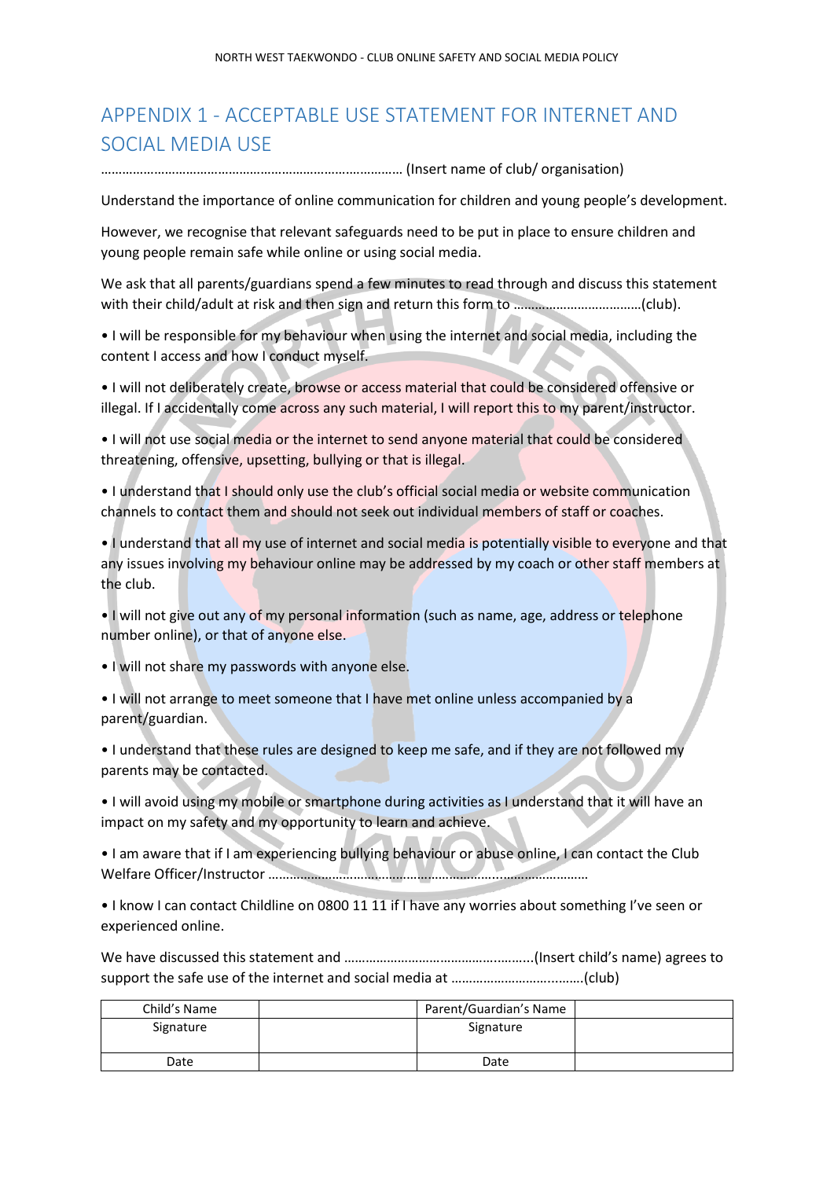## APPENDIX 1 - ACCEPTABLE USE STATEMENT FOR INTERNET AND SOCIAL MEDIA USE

………………………………………………………………………… (Insert name of club/ organisation)

Understand the importance of online communication for children and young people's development.

However, we recognise that relevant safeguards need to be put in place to ensure children and young people remain safe while online or using social media.

We ask that all parents/guardians spend a few minutes to read through and discuss this statement with their child/adult at risk and then sign and return this form to ………………………………(club).

- I will be responsible for my behaviour when using the internet and social media, including the content I access and how I conduct myself.
- I will not deliberately create, browse or access material that could be considered offensive or illegal. If I accidentally come across any such material, I will report this to my parent/instructor.
- I will not use social media or the internet to send anyone material that could be considered threatening, offensive, upsetting, bullying or that is illegal.
- I understand that I should only use the club's official social media or website communication channels to contact them and should not seek out individual members of staff or coaches.
- I understand that all my use of internet and social media is potentially visible to everyone and that any issues involving my behaviour online may be addressed by my coach or other staff members at the club.
- I will not give out any of my personal information (such as name, age, address or telephone number online), or that of anyone else.
- I will not share my passwords with anyone else.
- I will not arrange to meet someone that I have met online unless accompanied by a parent/guardian.
- I understand that these rules are designed to keep me safe, and if they are not followed my parents may be contacted.
- I will avoid using my mobile or smartphone during activities as I understand that it will have an impact on my safety and my opportunity to learn and achieve.
- I am aware that if I am experiencing bullying behaviour or abuse online, I can contact the Club Welfare Officer/Instructor ……………………………………………………………………………………
- I know I can contact Childline on 0800 11 11 if I have any worries about something I've seen or experienced online.

We have discussed this statement and ……………………………………………..(Insert child's name) agrees to support the safe use of the internet and social media at ………………………….……(club)

| | | | |
|---|---|---|---|
| Child's Name | | Parent/Guardian's Name | |
| Signature | | Signature | |
| Date | | Date | |